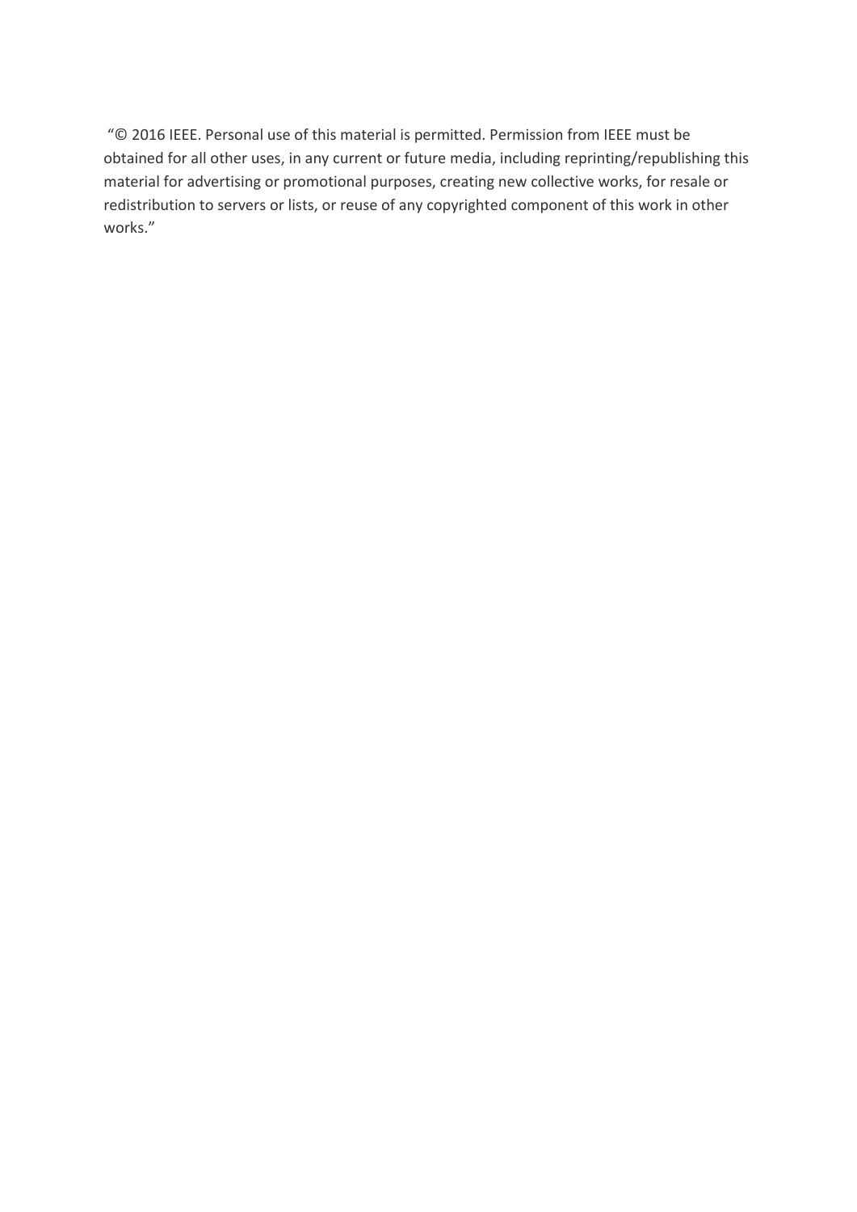"© 2016 IEEE. Personal use of this material is permitted. Permission from IEEE must be obtained for all other uses, in any current or future media, including reprinting/republishing this material for advertising or promotional purposes, creating new collective works, for resale or redistribution to servers or lists, or reuse of any copyrighted component of this work in other works."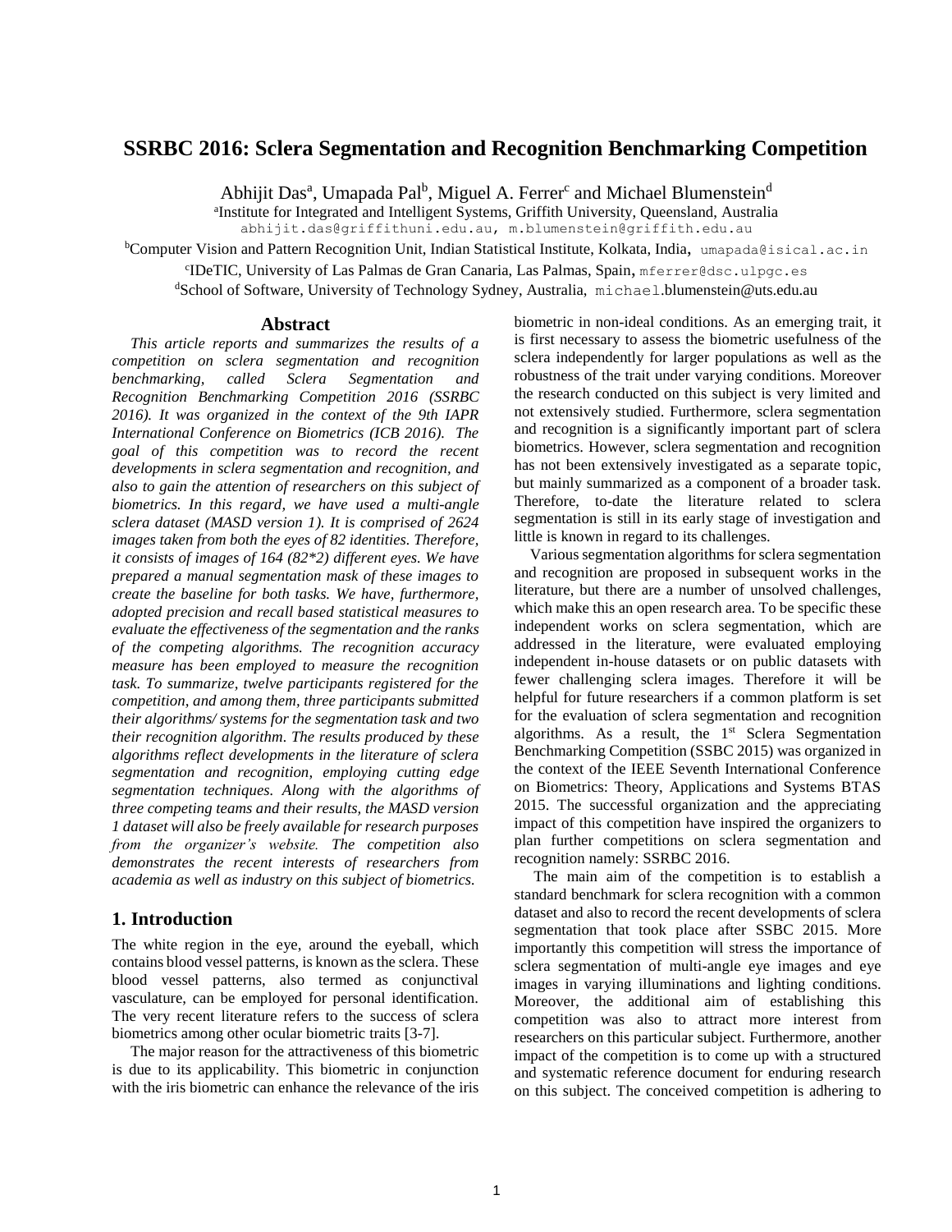# SSRBC 2016: Sclera Segmentation and Recognition Benchmarking Competition

Abhijit Das[a], Umapada Pal[b], Miguel A. Ferrer[c] and Michael Blumenstein[d]

[a]Institute for Integrated and Intelligent Systems, Griffith University, Queensland, Australia
abhijit.das@griffithuni.edu.au, m.blumenstein@griffith.edu.au

[b]Computer Vision and Pattern Recognition Unit, Indian Statistical Institute, Kolkata, India, umapada@isical.ac.in

[c]IDeTIC, University of Las Palmas de Gran Canaria, Las Palmas, Spain, mferrer@dsc.ulpgc.es

[d]School of Software, University of Technology Sydney, Australia, michael.blumenstein@uts.edu.au

## Abstract

*This article reports and summarizes the results of a competition on sclera segmentation and recognition benchmarking, called Sclera Segmentation and Recognition Benchmarking Competition 2016 (SSRBC 2016). It was organized in the context of the 9th IAPR International Conference on Biometrics (ICB 2016). The goal of this competition was to record the recent developments in sclera segmentation and recognition, and also to gain the attention of researchers on this subject of biometrics. In this regard, we have used a multi-angle sclera dataset (MASD version 1). It is comprised of 2624 images taken from both the eyes of 82 identities. Therefore, it consists of images of 164 (82*2) different eyes. We have prepared a manual segmentation mask of these images to create the baseline for both tasks. We have, furthermore, adopted precision and recall based statistical measures to evaluate the effectiveness of the segmentation and the ranks of the competing algorithms. The recognition accuracy measure has been employed to measure the recognition task. To summarize, twelve participants registered for the competition, and among them, three participants submitted their algorithms/ systems for the segmentation task and two their recognition algorithm. The results produced by these algorithms reflect developments in the literature of sclera segmentation and recognition, employing cutting edge segmentation techniques. Along with the algorithms of three competing teams and their results, the MASD version 1 dataset will also be freely available for research purposes from the organizer's website. The competition also demonstrates the recent interests of researchers from academia as well as industry on this subject of biometrics.*

## 1. Introduction

The white region in the eye, around the eyeball, which contains blood vessel patterns, is known as the sclera. These blood vessel patterns, also termed as conjunctival vasculature, can be employed for personal identification. The very recent literature refers to the success of sclera biometrics among other ocular biometric traits [3-7].

The major reason for the attractiveness of this biometric is due to its applicability. This biometric in conjunction with the iris biometric can enhance the relevance of the iris biometric in non-ideal conditions. As an emerging trait, it is first necessary to assess the biometric usefulness of the sclera independently for larger populations as well as the robustness of the trait under varying conditions. Moreover the research conducted on this subject is very limited and not extensively studied. Furthermore, sclera segmentation and recognition is a significantly important part of sclera biometrics. However, sclera segmentation and recognition has not been extensively investigated as a separate topic, but mainly summarized as a component of a broader task. Therefore, to-date the literature related to sclera segmentation is still in its early stage of investigation and little is known in regard to its challenges.

Various segmentation algorithms for sclera segmentation and recognition are proposed in subsequent works in the literature, but there are a number of unsolved challenges, which make this an open research area. To be specific these independent works on sclera segmentation, which are addressed in the literature, were evaluated employing independent in-house datasets or on public datasets with fewer challenging sclera images. Therefore it will be helpful for future researchers if a common platform is set for the evaluation of sclera segmentation and recognition algorithms. As a result, the 1st Sclera Segmentation Benchmarking Competition (SSBC 2015) was organized in the context of the IEEE Seventh International Conference on Biometrics: Theory, Applications and Systems BTAS 2015. The successful organization and the appreciating impact of this competition have inspired the organizers to plan further competitions on sclera segmentation and recognition namely: SSRBC 2016.

The main aim of the competition is to establish a standard benchmark for sclera recognition with a common dataset and also to record the recent developments of sclera segmentation that took place after SSBC 2015. More importantly this competition will stress the importance of sclera segmentation of multi-angle eye images and eye images in varying illuminations and lighting conditions. Moreover, the additional aim of establishing this competition was also to attract more interest from researchers on this particular subject. Furthermore, another impact of the competition is to come up with a structured and systematic reference document for enduring research on this subject. The conceived competition is adhering to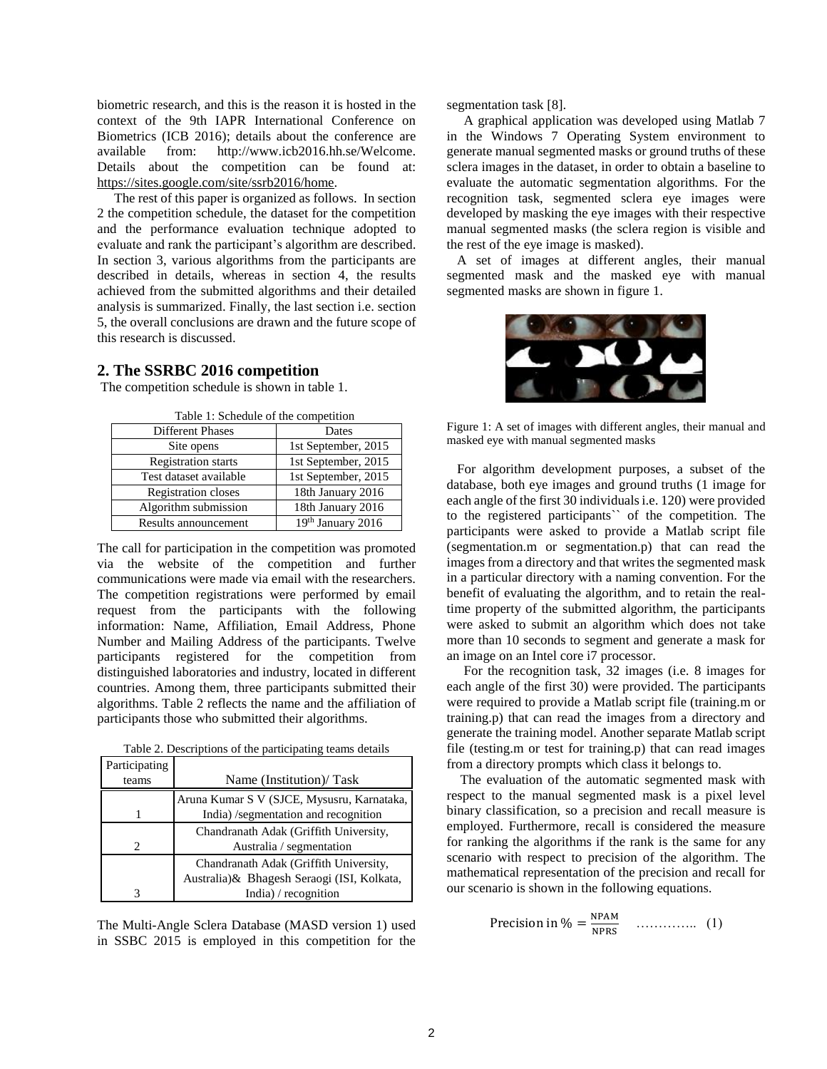biometric research, and this is the reason it is hosted in the context of the 9th IAPR International Conference on Biometrics (ICB 2016); details about the conference are available from: http://www.icb2016.hh.se/Welcome. Details about the competition can be found at: https://sites.google.com/site/ssrb2016/home.

The rest of this paper is organized as follows. In section 2 the competition schedule, the dataset for the competition and the performance evaluation technique adopted to evaluate and rank the participant's algorithm are described. In section 3, various algorithms from the participants are described in details, whereas in section 4, the results achieved from the submitted algorithms and their detailed analysis is summarized. Finally, the last section i.e. section 5, the overall conclusions are drawn and the future scope of this research is discussed.

## 2. The SSRBC 2016 competition

The competition schedule is shown in table 1.

Table 1: Schedule of the competition

| Different Phases | Dates |
|---|---|
| Site opens | 1st September, 2015 |
| Registration starts | 1st September, 2015 |
| Test dataset available | 1st September, 2015 |
| Registration closes | 18th January 2016 |
| Algorithm submission | 18th January 2016 |
| Results announcement | 19th January 2016 |

The call for participation in the competition was promoted via the website of the competition and further communications were made via email with the researchers. The competition registrations were performed by email request from the participants with the following information: Name, Affiliation, Email Address, Phone Number and Mailing Address of the participants. Twelve participants registered for the competition from distinguished laboratories and industry, located in different countries. Among them, three participants submitted their algorithms. Table 2 reflects the name and the affiliation of participants those who submitted their algorithms.

Table 2. Descriptions of the participating teams details

| Participating teams | Name (Institution)/ Task |
|---|---|
| 1 | Aruna Kumar S V (SJCE, Mysusru, Karnataka, India) /segmentation and recognition |
| 2 | Chandranath Adak (Griffith University, Australia / segmentation |
| 3 | Chandranath Adak (Griffith University, Australia)& Bhagesh Seraogi (ISI, Kolkata, India) / recognition |

The Multi-Angle Sclera Database (MASD version 1) used in SSBC 2015 is employed in this competition for the segmentation task [8].

A graphical application was developed using Matlab 7 in the Windows 7 Operating System environment to generate manual segmented masks or ground truths of these sclera images in the dataset, in order to obtain a baseline to evaluate the automatic segmentation algorithms. For the recognition task, segmented sclera eye images were developed by masking the eye images with their respective manual segmented masks (the sclera region is visible and the rest of the eye image is masked).

A set of images at different angles, their manual segmented mask and the masked eye with manual segmented masks are shown in figure 1.

Figure 1: A set of images with different angles, their manual and masked eye with manual segmented masks

For algorithm development purposes, a subset of the database, both eye images and ground truths (1 image for each angle of the first 30 individuals i.e. 120) were provided to the registered participants`` of the competition. The participants were asked to provide a Matlab script file (segmentation.m or segmentation.p) that can read the images from a directory and that writes the segmented mask in a particular directory with a naming convention. For the benefit of evaluating the algorithm, and to retain the real-time property of the submitted algorithm, the participants were asked to submit an algorithm which does not take more than 10 seconds to segment and generate a mask for an image on an Intel core i7 processor.

For the recognition task, 32 images (i.e. 8 images for each angle of the first 30) were provided. The participants were required to provide a Matlab script file (training.m or training.p) that can read the images from a directory and generate the training model. Another separate Matlab script file (testing.m or test for training.p) that can read images from a directory prompts which class it belongs to.

The evaluation of the automatic segmented mask with respect to the manual segmented mask is a pixel level binary classification, so a precision and recall measure is employed. Furthermore, recall is considered the measure for ranking the algorithms if the rank is the same for any scenario with respect to precision of the algorithm. The mathematical representation of the precision and recall for our scenario is shown in the following equations.

$$\text{Precision in \%} = \frac{\text{NPAM}}{\text{NPRS}} \quad \ldots\ldots\ldots\ldots. \quad (1)$$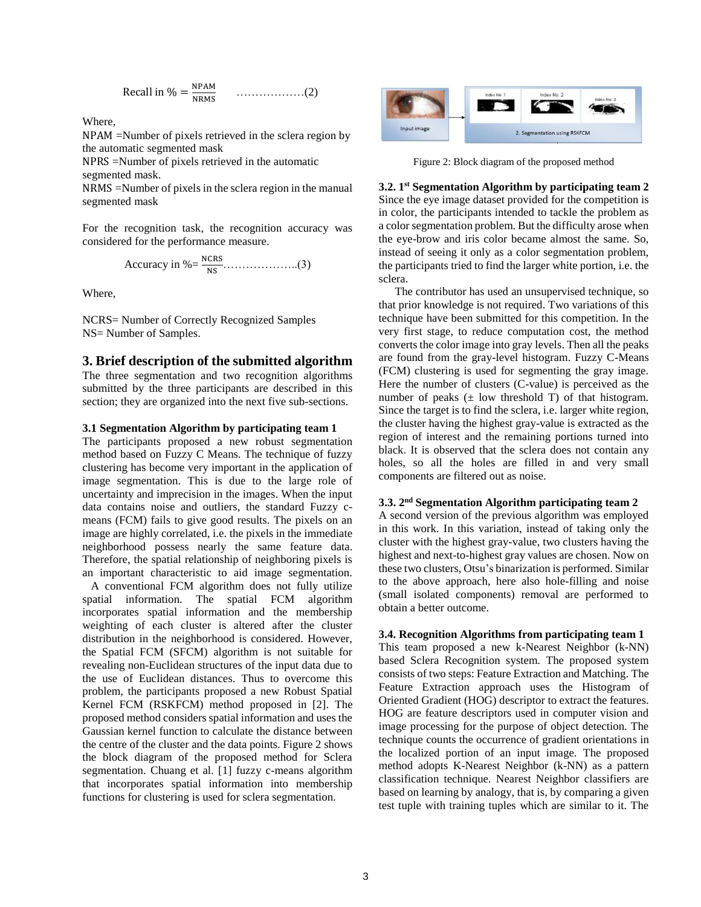$$\text{Recall in \%} = \frac{\text{NPAM}}{\text{NRMS}} \quad \ldots\ldots\ldots\ldots\ldots\ldots(2)$$

Where,

NPAM =Number of pixels retrieved in the sclera region by the automatic segmented mask

NPRS =Number of pixels retrieved in the automatic segmented mask.

NRMS =Number of pixels in the sclera region in the manual segmented mask

For the recognition task, the recognition accuracy was considered for the performance measure.

$$\text{Accuracy in \%} = \frac{\text{NCRS}}{\text{NS}} \ldots\ldots\ldots\ldots\ldots\ldots..(3)$$

Where,

NCRS= Number of Correctly Recognized Samples

NS= Number of Samples.

## 3. Brief description of the submitted algorithm

The three segmentation and two recognition algorithms submitted by the three participants are described in this section; they are organized into the next five sub-sections.

### 3.1 Segmentation Algorithm by participating team 1

The participants proposed a new robust segmentation method based on Fuzzy C Means. The technique of fuzzy clustering has become very important in the application of image segmentation. This is due to the large role of uncertainty and imprecision in the images. When the input data contains noise and outliers, the standard Fuzzy c-means (FCM) fails to give good results. The pixels on an image are highly correlated, i.e. the pixels in the immediate neighborhood possess nearly the same feature data. Therefore, the spatial relationship of neighboring pixels is an important characteristic to aid image segmentation.

A conventional FCM algorithm does not fully utilize spatial information. The spatial FCM algorithm incorporates spatial information and the membership weighting of each cluster is altered after the cluster distribution in the neighborhood is considered. However, the Spatial FCM (SFCM) algorithm is not suitable for revealing non-Euclidean structures of the input data due to the use of Euclidean distances. Thus to overcome this problem, the participants proposed a new Robust Spatial Kernel FCM (RSKFCM) method proposed in [2]. The proposed method considers spatial information and uses the Gaussian kernel function to calculate the distance between the centre of the cluster and the data points. Figure 2 shows the block diagram of the proposed method for Sclera segmentation. Chuang et al. [1] fuzzy c-means algorithm that incorporates spatial information into membership functions for clustering is used for sclera segmentation.

Input image

Index No: 1

Index No: 2

Index No: 3

2. Segmentation using RSKFCM

Figure 2: Block diagram of the proposed method

### 3.2. 1st Segmentation Algorithm by participating team 2

Since the eye image dataset provided for the competition is in color, the participants intended to tackle the problem as a color segmentation problem. But the difficulty arose when the eye-brow and iris color became almost the same. So, instead of seeing it only as a color segmentation problem, the participants tried to find the larger white portion, i.e. the sclera.

The contributor has used an unsupervised technique, so that prior knowledge is not required. Two variations of this technique have been submitted for this competition. In the very first stage, to reduce computation cost, the method converts the color image into gray levels. Then all the peaks are found from the gray-level histogram. Fuzzy C-Means (FCM) clustering is used for segmenting the gray image. Here the number of clusters (C-value) is perceived as the number of peaks (± low threshold T) of that histogram. Since the target is to find the sclera, i.e. larger white region, the cluster having the highest gray-value is extracted as the region of interest and the remaining portions turned into black. It is observed that the sclera does not contain any holes, so all the holes are filled in and very small components are filtered out as noise.

### 3.3. 2nd Segmentation Algorithm participating team 2

A second version of the previous algorithm was employed in this work. In this variation, instead of taking only the cluster with the highest gray-value, two clusters having the highest and next-to-highest gray values are chosen. Now on these two clusters, Otsu's binarization is performed. Similar to the above approach, here also hole-filling and noise (small isolated components) removal are performed to obtain a better outcome.

### 3.4. Recognition Algorithms from participating team 1

This team proposed a new k-Nearest Neighbor (k-NN) based Sclera Recognition system. The proposed system consists of two steps: Feature Extraction and Matching. The Feature Extraction approach uses the Histogram of Oriented Gradient (HOG) descriptor to extract the features. HOG are feature descriptors used in computer vision and image processing for the purpose of object detection. The technique counts the occurrence of gradient orientations in the localized portion of an input image. The proposed method adopts K-Nearest Neighbor (k-NN) as a pattern classification technique. Nearest Neighbor classifiers are based on learning by analogy, that is, by comparing a given test tuple with training tuples which are similar to it. The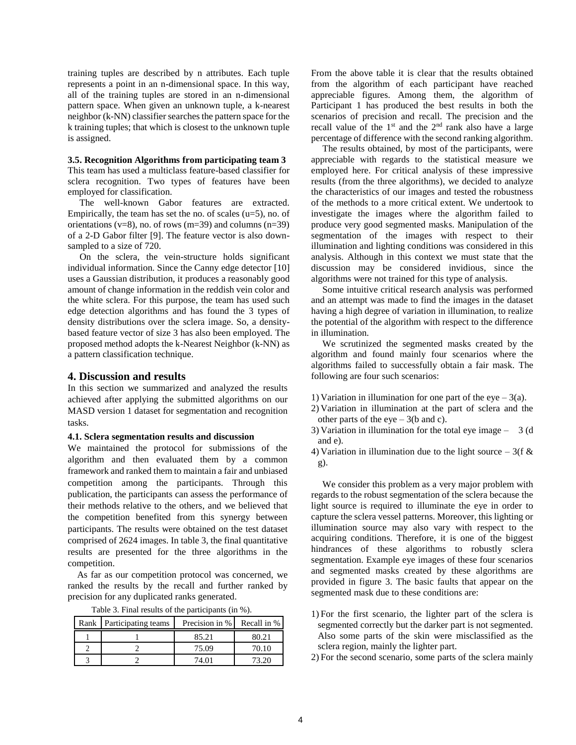training tuples are described by n attributes. Each tuple represents a point in an n-dimensional space. In this way, all of the training tuples are stored in an n-dimensional pattern space. When given an unknown tuple, a k-nearest neighbor (k-NN) classifier searches the pattern space for the k training tuples; that which is closest to the unknown tuple is assigned.

### 3.5. Recognition Algorithms from participating team 3

This team has used a multiclass feature-based classifier for sclera recognition. Two types of features have been employed for classification.

The well-known Gabor features are extracted. Empirically, the team has set the no. of scales (u=5), no. of orientations (v=8), no. of rows (m=39) and columns (n=39) of a 2-D Gabor filter [9]. The feature vector is also down-sampled to a size of 720.

On the sclera, the vein-structure holds significant individual information. Since the Canny edge detector [10] uses a Gaussian distribution, it produces a reasonably good amount of change information in the reddish vein color and the white sclera. For this purpose, the team has used such edge detection algorithms and has found the 3 types of density distributions over the sclera image. So, a density-based feature vector of size 3 has also been employed. The proposed method adopts the k-Nearest Neighbor (k-NN) as a pattern classification technique.

## 4. Discussion and results

In this section we summarized and analyzed the results achieved after applying the submitted algorithms on our MASD version 1 dataset for segmentation and recognition tasks.

### 4.1. Sclera segmentation results and discussion

We maintained the protocol for submissions of the algorithm and then evaluated them by a common framework and ranked them to maintain a fair and unbiased competition among the participants. Through this publication, the participants can assess the performance of their methods relative to the others, and we believed that the competition benefited from this synergy between participants. The results were obtained on the test dataset comprised of 2624 images. In table 3, the final quantitative results are presented for the three algorithms in the competition.

As far as our competition protocol was concerned, we ranked the results by the recall and further ranked by precision for any duplicated ranks generated.

Table 3. Final results of the participants (in %).

| Rank | Participating teams | Precision in % | Recall in % |
|---|---|---|---|
| 1 | 1 | 85.21 | 80.21 |
| 2 | 2 | 75.09 | 70.10 |
| 3 | 2 | 74.01 | 73.20 |

From the above table it is clear that the results obtained from the algorithm of each participant have reached appreciable figures. Among them, the algorithm of Participant 1 has produced the best results in both the scenarios of precision and recall. The precision and the recall value of the 1st and the 2nd rank also have a large percentage of difference with the second ranking algorithm.

The results obtained, by most of the participants, were appreciable with regards to the statistical measure we employed here. For critical analysis of these impressive results (from the three algorithms), we decided to analyze the characteristics of our images and tested the robustness of the methods to a more critical extent. We undertook to investigate the images where the algorithm failed to produce very good segmented masks. Manipulation of the segmentation of the images with respect to their illumination and lighting conditions was considered in this analysis. Although in this context we must state that the discussion may be considered invidious, since the algorithms were not trained for this type of analysis.

Some intuitive critical research analysis was performed and an attempt was made to find the images in the dataset having a high degree of variation in illumination, to realize the potential of the algorithm with respect to the difference in illumination.

We scrutinized the segmented masks created by the algorithm and found mainly four scenarios where the algorithms failed to successfully obtain a fair mask. The following are four such scenarios:

1) Variation in illumination for one part of the eye – 3(a).
2) Variation in illumination at the part of sclera and the other parts of the eye – 3(b and c).
3) Variation in illumination for the total eye image – 3 (d and e).
4) Variation in illumination due to the light source – 3(f & g).

We consider this problem as a very major problem with regards to the robust segmentation of the sclera because the light source is required to illuminate the eye in order to capture the sclera vessel patterns. Moreover, this lighting or illumination source may also vary with respect to the acquiring conditions. Therefore, it is one of the biggest hindrances of these algorithms to robustly sclera segmentation. Example eye images of these four scenarios and segmented masks created by these algorithms are provided in figure 3. The basic faults that appear on the segmented mask due to these conditions are:

1) For the first scenario, the lighter part of the sclera is segmented correctly but the darker part is not segmented. Also some parts of the skin were misclassified as the sclera region, mainly the lighter part.
2) For the second scenario, some parts of the sclera mainly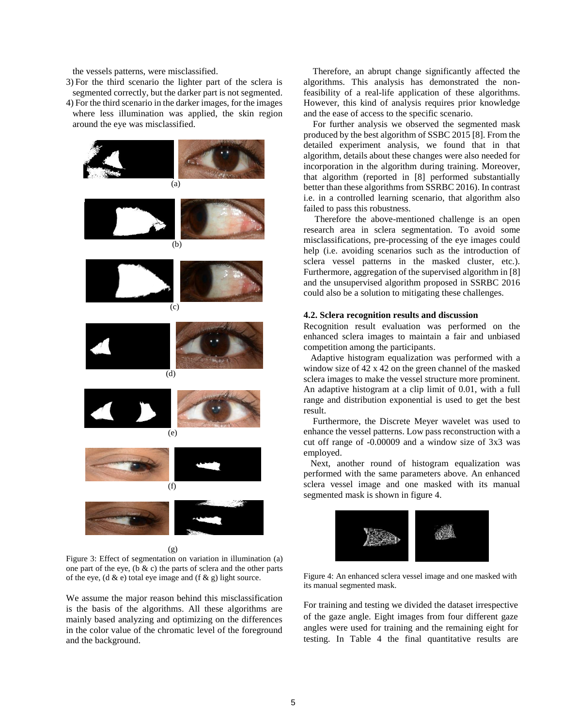the vessels patterns, were misclassified.

3) For the third scenario the lighter part of the sclera is segmented correctly, but the darker part is not segmented.
4) For the third scenario in the darker images, for the images where less illumination was applied, the skin region around the eye was misclassified.

Figure 3: Effect of segmentation on variation in illumination (a) one part of the eye, (b & c) the parts of sclera and the other parts of the eye, (d & e) total eye image and (f & g) light source.

We assume the major reason behind this misclassification is the basis of the algorithms. All these algorithms are mainly based analyzing and optimizing on the differences in the color value of the chromatic level of the foreground and the background.

Therefore, an abrupt change significantly affected the algorithms. This analysis has demonstrated the non-feasibility of a real-life application of these algorithms. However, this kind of analysis requires prior knowledge and the ease of access to the specific scenario.

For further analysis we observed the segmented mask produced by the best algorithm of SSBC 2015 [8]. From the detailed experiment analysis, we found that in that algorithm, details about these changes were also needed for incorporation in the algorithm during training. Moreover, that algorithm (reported in [8] performed substantially better than these algorithms from SSRBC 2016). In contrast i.e. in a controlled learning scenario, that algorithm also failed to pass this robustness.

Therefore the above-mentioned challenge is an open research area in sclera segmentation. To avoid some misclassifications, pre-processing of the eye images could help (i.e. avoiding scenarios such as the introduction of sclera vessel patterns in the masked cluster, etc.). Furthermore, aggregation of the supervised algorithm in [8] and the unsupervised algorithm proposed in SSRBC 2016 could also be a solution to mitigating these challenges.

### 4.2. Sclera recognition results and discussion

Recognition result evaluation was performed on the enhanced sclera images to maintain a fair and unbiased competition among the participants.

Adaptive histogram equalization was performed with a window size of 42 x 42 on the green channel of the masked sclera images to make the vessel structure more prominent. An adaptive histogram at a clip limit of 0.01, with a full range and distribution exponential is used to get the best result.

Furthermore, the Discrete Meyer wavelet was used to enhance the vessel patterns. Low pass reconstruction with a cut off range of -0.00009 and a window size of 3x3 was employed.

Next, another round of histogram equalization was performed with the same parameters above. An enhanced sclera vessel image and one masked with its manual segmented mask is shown in figure 4.

Figure 4: An enhanced sclera vessel image and one masked with its manual segmented mask.

For training and testing we divided the dataset irrespective of the gaze angle. Eight images from four different gaze angles were used for training and the remaining eight for testing. In Table 4 the final quantitative results are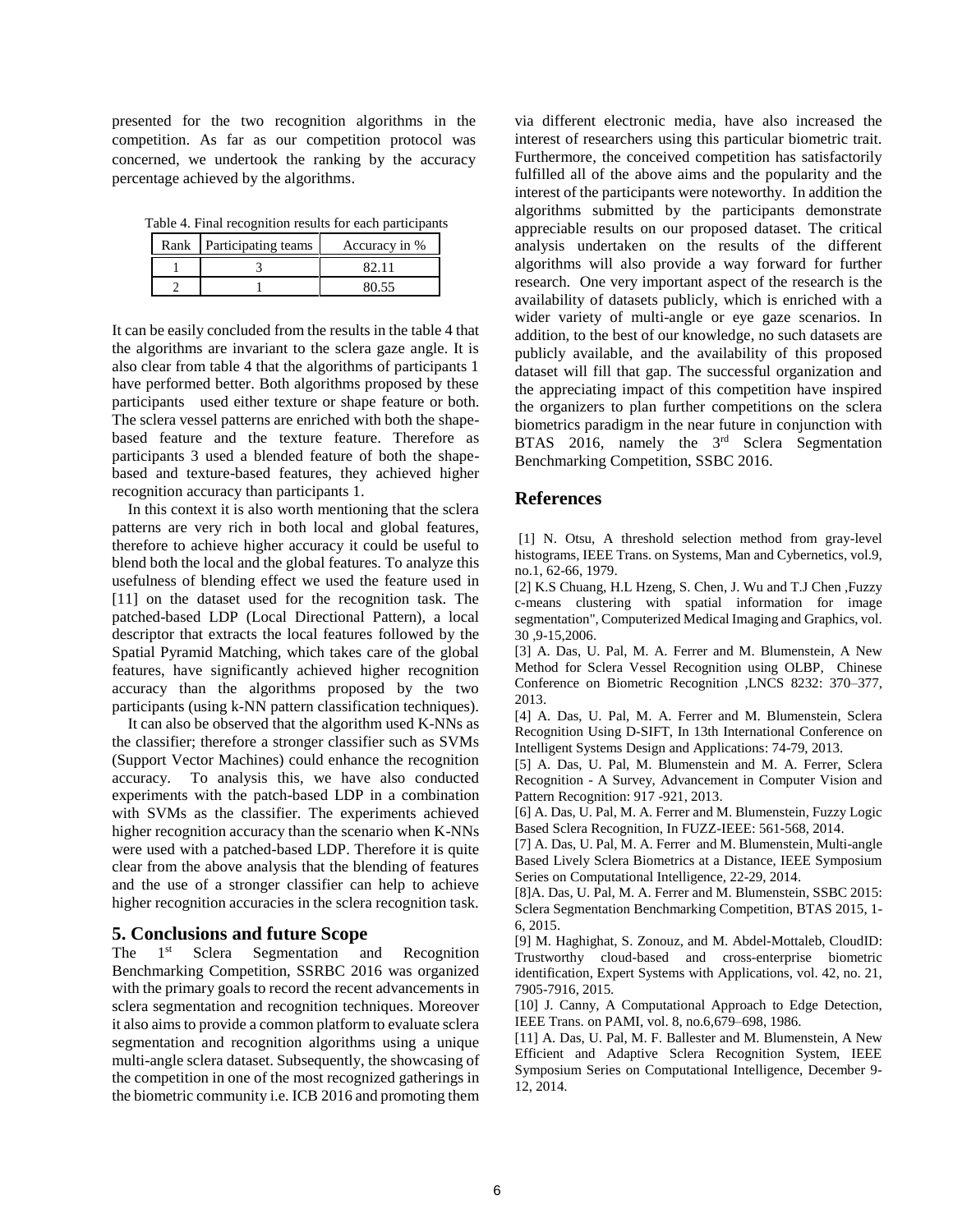presented for the two recognition algorithms in the competition. As far as our competition protocol was concerned, we undertook the ranking by the accuracy percentage achieved by the algorithms.

Table 4. Final recognition results for each participants

| Rank | Participating teams | Accuracy in % |
|---|---|---|
| 1 | 3 | 82.11 |
| 2 | 1 | 80.55 |

It can be easily concluded from the results in the table 4 that the algorithms are invariant to the sclera gaze angle. It is also clear from table 4 that the algorithms of participants 1 have performed better. Both algorithms proposed by these participants used either texture or shape feature or both. The sclera vessel patterns are enriched with both the shape-based feature and the texture feature. Therefore as participants 3 used a blended feature of both the shape-based and texture-based features, they achieved higher recognition accuracy than participants 1.

In this context it is also worth mentioning that the sclera patterns are very rich in both local and global features, therefore to achieve higher accuracy it could be useful to blend both the local and the global features. To analyze this usefulness of blending effect we used the feature used in [11] on the dataset used for the recognition task. The patched-based LDP (Local Directional Pattern), a local descriptor that extracts the local features followed by the Spatial Pyramid Matching, which takes care of the global features, have significantly achieved higher recognition accuracy than the algorithms proposed by the two participants (using k-NN pattern classification techniques).

It can also be observed that the algorithm used K-NNs as the classifier; therefore a stronger classifier such as SVMs (Support Vector Machines) could enhance the recognition accuracy. To analysis this, we have also conducted experiments with the patch-based LDP in a combination with SVMs as the classifier. The experiments achieved higher recognition accuracy than the scenario when K-NNs were used with a patched-based LDP. Therefore it is quite clear from the above analysis that the blending of features and the use of a stronger classifier can help to achieve higher recognition accuracies in the sclera recognition task.

## 5. Conclusions and future Scope

The 1st Sclera Segmentation and Recognition Benchmarking Competition, SSRBC 2016 was organized with the primary goals to record the recent advancements in sclera segmentation and recognition techniques. Moreover it also aims to provide a common platform to evaluate sclera segmentation and recognition algorithms using a unique multi-angle sclera dataset. Subsequently, the showcasing of the competition in one of the most recognized gatherings in the biometric community i.e. ICB 2016 and promoting them via different electronic media, have also increased the interest of researchers using this particular biometric trait. Furthermore, the conceived competition has satisfactorily fulfilled all of the above aims and the popularity and the interest of the participants were noteworthy. In addition the algorithms submitted by the participants demonstrate appreciable results on our proposed dataset. The critical analysis undertaken on the results of the different algorithms will also provide a way forward for further research. One very important aspect of the research is the availability of datasets publicly, which is enriched with a wider variety of multi-angle or eye gaze scenarios. In addition, to the best of our knowledge, no such datasets are publicly available, and the availability of this proposed dataset will fill that gap. The successful organization and the appreciating impact of this competition have inspired the organizers to plan further competitions on the sclera biometrics paradigm in the near future in conjunction with BTAS 2016, namely the 3rd Sclera Segmentation Benchmarking Competition, SSBC 2016.

## References

[1] N. Otsu, A threshold selection method from gray-level histograms, IEEE Trans. on Systems, Man and Cybernetics, vol.9, no.1, 62-66, 1979.

[2] K.S Chuang, H.L Hzeng, S. Chen, J. Wu and T.J Chen ,Fuzzy c-means clustering with spatial information for image segmentation", Computerized Medical Imaging and Graphics, vol. 30 ,9-15,2006.

[3] A. Das, U. Pal, M. A. Ferrer and M. Blumenstein, A New Method for Sclera Vessel Recognition using OLBP, Chinese Conference on Biometric Recognition ,LNCS 8232: 370–377, 2013.

[4] A. Das, U. Pal, M. A. Ferrer and M. Blumenstein, Sclera Recognition Using D-SIFT, In 13th International Conference on Intelligent Systems Design and Applications: 74-79, 2013.

[5] A. Das, U. Pal, M. Blumenstein and M. A. Ferrer, Sclera Recognition - A Survey, Advancement in Computer Vision and Pattern Recognition: 917 -921, 2013.

[6] A. Das, U. Pal, M. A. Ferrer and M. Blumenstein, Fuzzy Logic Based Sclera Recognition, In FUZZ-IEEE: 561-568, 2014.

[7] A. Das, U. Pal, M. A. Ferrer and M. Blumenstein, Multi-angle Based Lively Sclera Biometrics at a Distance, IEEE Symposium Series on Computational Intelligence, 22-29, 2014.

[8]A. Das, U. Pal, M. A. Ferrer and M. Blumenstein, SSBC 2015: Sclera Segmentation Benchmarking Competition, BTAS 2015, 1-6, 2015.

[9] M. Haghighat, S. Zonouz, and M. Abdel-Mottaleb, CloudID: Trustworthy cloud-based and cross-enterprise biometric identification, Expert Systems with Applications, vol. 42, no. 21, 7905-7916, 2015.

[10] J. Canny, A Computational Approach to Edge Detection, IEEE Trans. on PAMI, vol. 8, no.6,679–698, 1986.

[11] A. Das, U. Pal, M. F. Ballester and M. Blumenstein, A New Efficient and Adaptive Sclera Recognition System, IEEE Symposium Series on Computational Intelligence, December 9-12, 2014.